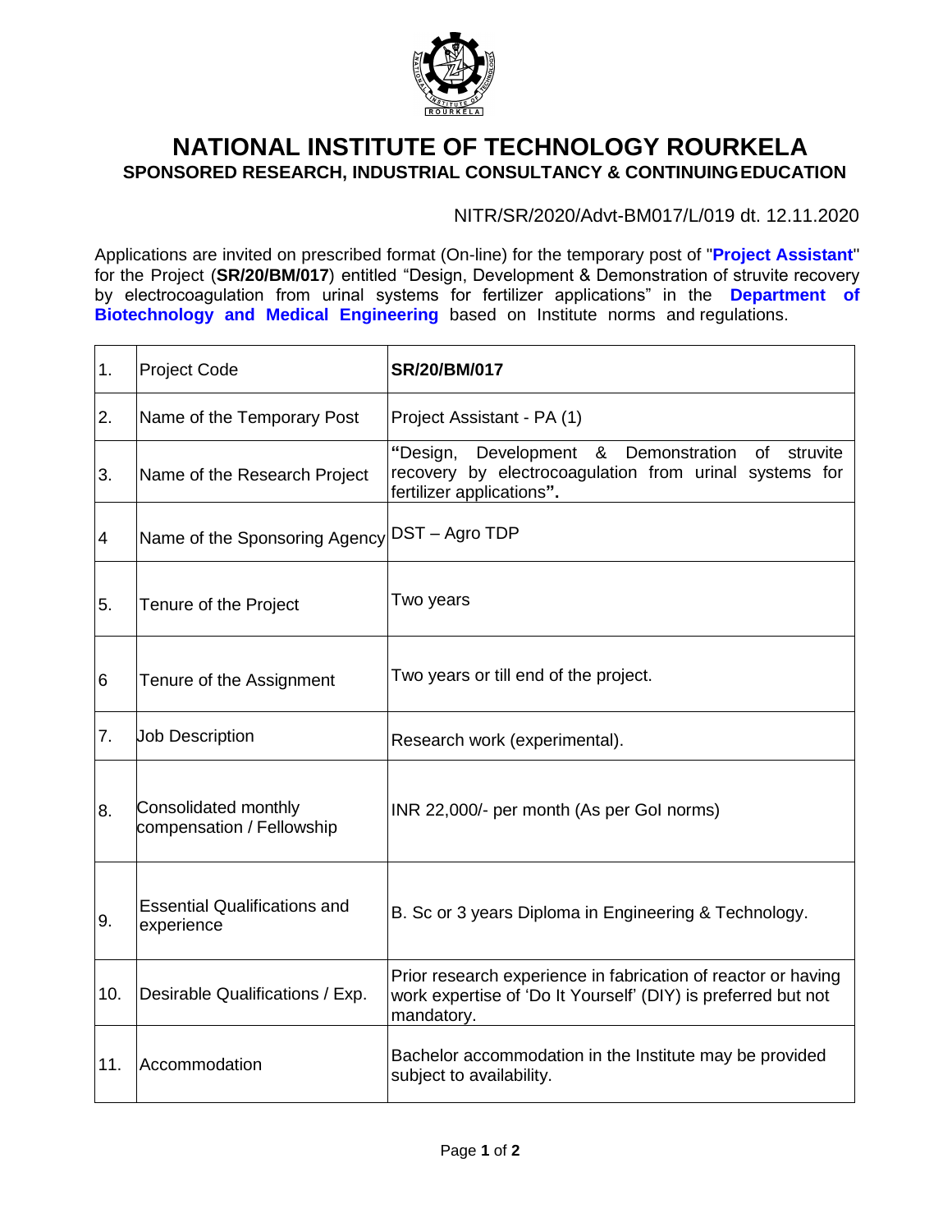# NATIONAL INSTITUTE OF TECHNOLOGY ROURKELA

## SPONSORED RESEARCH, INDUSTRIAL CONSULTANCY & CONTINUING EDUCATION

NITR/SR/2020/Advt-BM017/L/019 dt. 12.11.2020

Applications are invited on prescribed format (On-line) for the temporary post of "**Project Assistant**" for the Project (**SR/20/BM/017**) entitled "Design, Development & Demonstration of struvite recovery by electrocoagulation from urinal systems for fertilizer applications" in the **Department of Biotechnology and Medical Engineering** based on Institute norms and regulations.

| | | |
|---|---|---|
| 1. | Project Code | **SR/20/BM/017** |
| 2. | Name of the Temporary Post | Project Assistant - PA (1) |
| 3. | Name of the Research Project | **"**Design, Development & Demonstration of struvite recovery by electrocoagulation from urinal systems for fertilizer applications**".** |
| 4 | Name of the Sponsoring Agency | DST – Agro TDP |
| 5. | Tenure of the Project | Two years |
| 6 | Tenure of the Assignment | Two years or till end of the project. |
| 7. | Job Description | Research work (experimental). |
| 8. | Consolidated monthly compensation / Fellowship | INR 22,000/- per month (As per GoI norms) |
| 9. | Essential Qualifications and experience | B. Sc or 3 years Diploma in Engineering & Technology. |
| 10. | Desirable Qualifications / Exp. | Prior research experience in fabrication of reactor or having work expertise of 'Do It Yourself' (DIY) is preferred but not mandatory. |
| 11. | Accommodation | Bachelor accommodation in the Institute may be provided subject to availability. |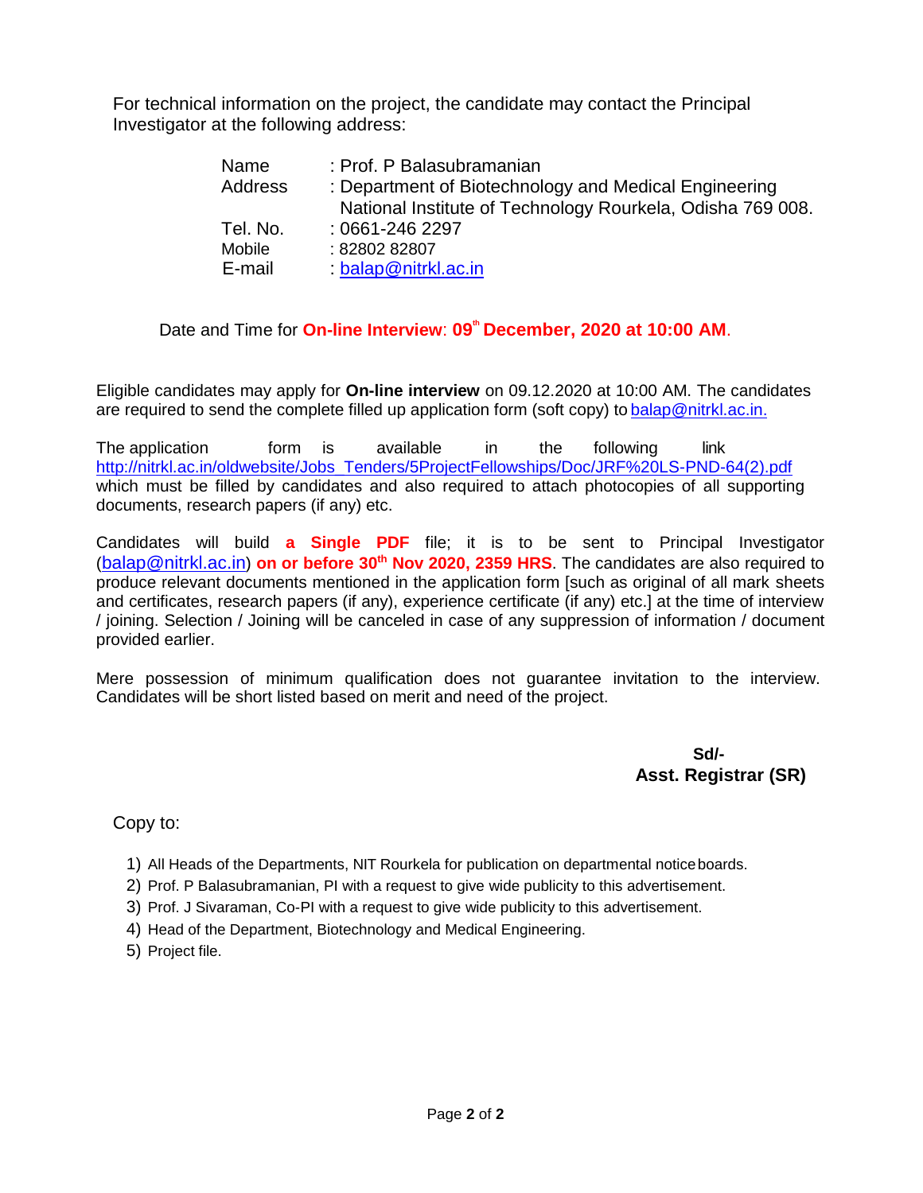For technical information on the project, the candidate may contact the Principal Investigator at the following address:

| | |
|---|---|
| Name | : Prof. P Balasubramanian |
| Address | : Department of Biotechnology and Medical Engineering National Institute of Technology Rourkela, Odisha 769 008. |
| Tel. No. | : 0661-246 2297 |
| Mobile | : 82802 82807 |
| E-mail | : balap@nitrkl.ac.in |

Date and Time for **On-line Interview**: **09th December, 2020 at 10:00 AM**.

Eligible candidates may apply for **On-line interview** on 09.12.2020 at 10:00 AM. The candidates are required to send the complete filled up application form (soft copy) to balap@nitrkl.ac.in.

The application form is available in the following link http://nitrkl.ac.in/oldwebsite/Jobs_Tenders/5ProjectFellowships/Doc/JRF%20LS-PND-64(2).pdf which must be filled by candidates and also required to attach photocopies of all supporting documents, research papers (if any) etc.

Candidates will build **a Single PDF** file; it is to be sent to Principal Investigator (balap@nitrkl.ac.in) **on or before 30th Nov 2020, 2359 HRS**. The candidates are also required to produce relevant documents mentioned in the application form [such as original of all mark sheets and certificates, research papers (if any), experience certificate (if any) etc.] at the time of interview / joining. Selection / Joining will be canceled in case of any suppression of information / document provided earlier.

Mere possession of minimum qualification does not guarantee invitation to the interview. Candidates will be short listed based on merit and need of the project.

**Sd/-**
**Asst. Registrar (SR)**

Copy to:

1) All Heads of the Departments, NIT Rourkela for publication on departmental notice boards.
2) Prof. P Balasubramanian, PI with a request to give wide publicity to this advertisement.
3) Prof. J Sivaraman, Co-PI with a request to give wide publicity to this advertisement.
4) Head of the Department, Biotechnology and Medical Engineering.
5) Project file.